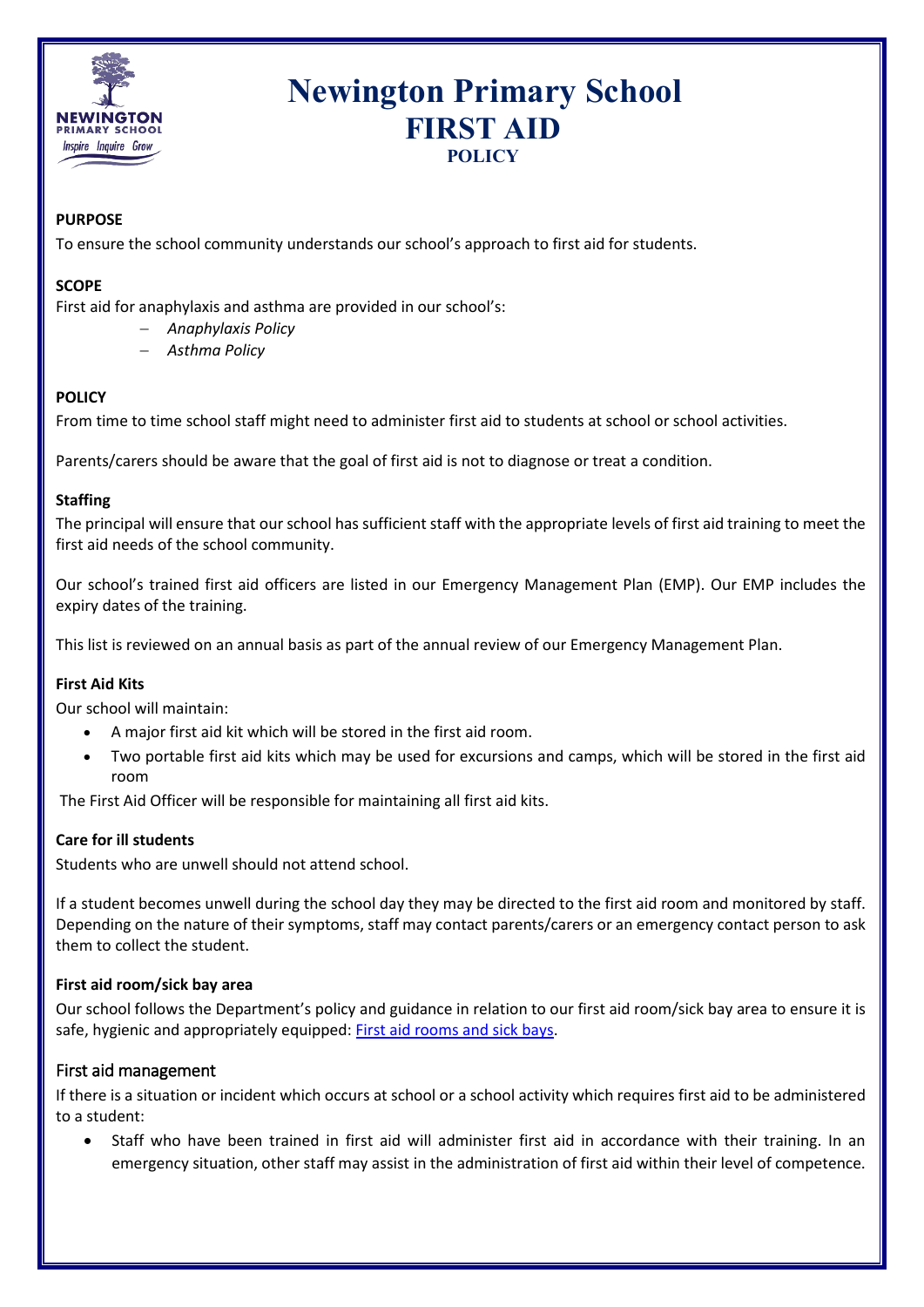# Newington Primary School
## FIRST AID
### POLICY

**PURPOSE**

To ensure the school community understands our school's approach to first aid for students.

**SCOPE**

First aid for anaphylaxis and asthma are provided in our school's:

- *Anaphylaxis Policy*
- *Asthma Policy*

**POLICY**

From time to time school staff might need to administer first aid to students at school or school activities.

Parents/carers should be aware that the goal of first aid is not to diagnose or treat a condition.

**Staffing**

The principal will ensure that our school has sufficient staff with the appropriate levels of first aid training to meet the first aid needs of the school community.

Our school's trained first aid officers are listed in our Emergency Management Plan (EMP). Our EMP includes the expiry dates of the training.

This list is reviewed on an annual basis as part of the annual review of our Emergency Management Plan.

**First Aid Kits**

Our school will maintain:

- A major first aid kit which will be stored in the first aid room.
- Two portable first aid kits which may be used for excursions and camps, which will be stored in the first aid room

The First Aid Officer will be responsible for maintaining all first aid kits.

**Care for ill students**

Students who are unwell should not attend school.

If a student becomes unwell during the school day they may be directed to the first aid room and monitored by staff. Depending on the nature of their symptoms, staff may contact parents/carers or an emergency contact person to ask them to collect the student.

**First aid room/sick bay area**

Our school follows the Department's policy and guidance in relation to our first aid room/sick bay area to ensure it is safe, hygienic and appropriately equipped: First aid rooms and sick bays.

### First aid management

If there is a situation or incident which occurs at school or a school activity which requires first aid to be administered to a student:

- Staff who have been trained in first aid will administer first aid in accordance with their training. In an emergency situation, other staff may assist in the administration of first aid within their level of competence.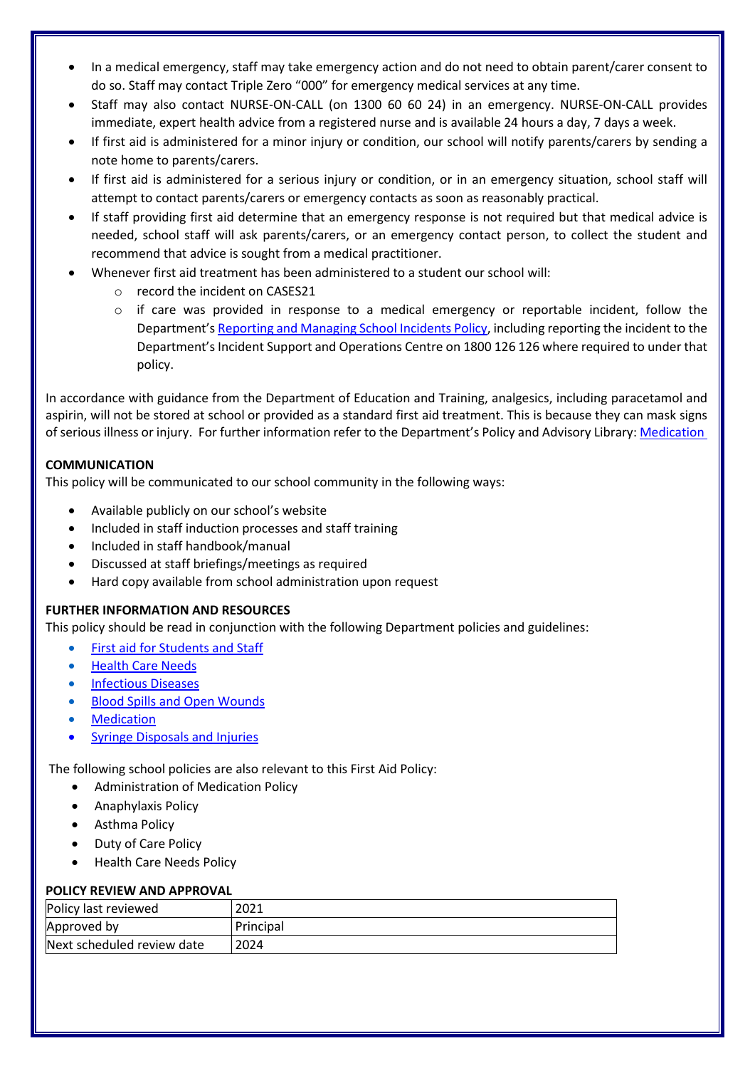- In a medical emergency, staff may take emergency action and do not need to obtain parent/carer consent to do so. Staff may contact Triple Zero "000" for emergency medical services at any time.
- Staff may also contact NURSE-ON-CALL (on 1300 60 60 24) in an emergency. NURSE-ON-CALL provides immediate, expert health advice from a registered nurse and is available 24 hours a day, 7 days a week.
- If first aid is administered for a minor injury or condition, our school will notify parents/carers by sending a note home to parents/carers.
- If first aid is administered for a serious injury or condition, or in an emergency situation, school staff will attempt to contact parents/carers or emergency contacts as soon as reasonably practical.
- If staff providing first aid determine that an emergency response is not required but that medical advice is needed, school staff will ask parents/carers, or an emergency contact person, to collect the student and recommend that advice is sought from a medical practitioner.
- Whenever first aid treatment has been administered to a student our school will:
  - record the incident on CASES21
  - if care was provided in response to a medical emergency or reportable incident, follow the Department's [Reporting and Managing School Incidents Policy](), including reporting the incident to the Department's Incident Support and Operations Centre on 1800 126 126 where required to under that policy.

In accordance with guidance from the Department of Education and Training, analgesics, including paracetamol and aspirin, will not be stored at school or provided as a standard first aid treatment. This is because they can mask signs of serious illness or injury. For further information refer to the Department's Policy and Advisory Library: [Medication]()

**COMMUNICATION**

This policy will be communicated to our school community in the following ways:

- Available publicly on our school's website
- Included in staff induction processes and staff training
- Included in staff handbook/manual
- Discussed at staff briefings/meetings as required
- Hard copy available from school administration upon request

**FURTHER INFORMATION AND RESOURCES**

This policy should be read in conjunction with the following Department policies and guidelines:

- [First aid for Students and Staff]()
- [Health Care Needs]()
- [Infectious Diseases]()
- [Blood Spills and Open Wounds]()
- [Medication]()
- [Syringe Disposals and Injuries]()

The following school policies are also relevant to this First Aid Policy:

- Administration of Medication Policy
- Anaphylaxis Policy
- Asthma Policy
- Duty of Care Policy
- Health Care Needs Policy

**POLICY REVIEW AND APPROVAL**

| | |
|---|---|
| Policy last reviewed | 2021 |
| Approved by | Principal |
| Next scheduled review date | 2024 |